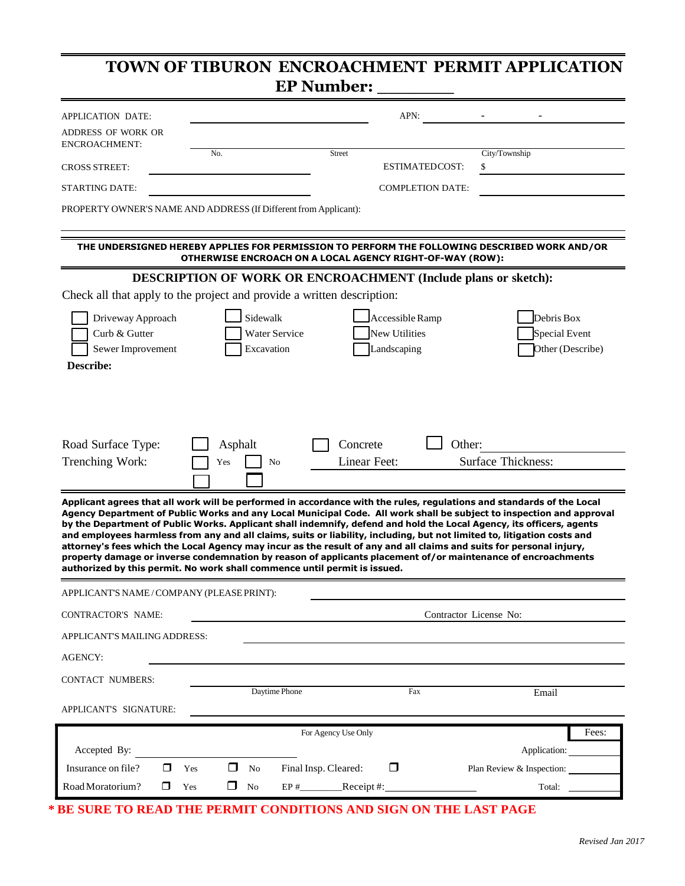# TOWN OF TIBURON ENCROACHMENT PERMIT APPLICATION

## EP Number: _________

APPLICATION DATE: ______________________ APN: ________ - ________ - ________

ADDRESS OF WORK OR ENCROACHMENT: ______________________________________________

No. ____________ Street ____________ City/Township ____________

CROSS STREET: ______________________ ESTIMATED COST: $ ______________

STARTING DATE: ______________________ COMPLETION DATE: ______________

PROPERTY OWNER'S NAME AND ADDRESS (If Different from Applicant): ______________________

**THE UNDERSIGNED HEREBY APPLIES FOR PERMISSION TO PERFORM THE FOLLOWING DESCRIBED WORK AND/OR OTHERWISE ENCROACH ON A LOCAL AGENCY RIGHT-OF-WAY (ROW):**

### DESCRIPTION OF WORK OR ENCROACHMENT (Include plans or sketch):

Check all that apply to the project and provide a written description:

- ☐ Driveway Approach
- ☐ Curb & Gutter
- ☐ Sewer Improvement
- ☐ Sidewalk
- ☐ Water Service
- ☐ Excavation
- ☐ Accessible Ramp
- ☐ New Utilities
- ☐ Landscaping
- ☐ Debris Box
- ☐ Special Event
- ☐ Other (Describe)

**Describe:**

Road Surface Type: ☐ Asphalt ☐ Concrete ☐ Other: ______________

Trenching Work: ☐ Yes ☐ No Linear Feet: ______________ Surface Thickness: ______________

**Applicant agrees that all work will be performed in accordance with the rules, regulations and standards of the Local Agency Department of Public Works and any Local Municipal Code. All work shall be subject to inspection and approval by the Department of Public Works. Applicant shall indemnify, defend and hold the Local Agency, its officers, agents and employees harmless from any and all claims, suits or liability, including, but not limited to, litigation costs and attorney's fees which the Local Agency may incur as the result of any and all claims and suits for personal injury, property damage or inverse condemnation by reason of applicants placement of/or maintenance of encroachments authorized by this permit. No work shall commence until permit is issued.**

APPLICANT'S NAME / COMPANY (PLEASE PRINT): ______________________

CONTRACTOR'S NAME: ______________________ Contractor License No: ______________

APPLICANT'S MAILING ADDRESS: ______________________

AGENCY: ______________________

CONTACT NUMBERS: ______________ Daytime Phone ______________ Fax ______________ Email

APPLICANT'S SIGNATURE: ______________________

| For Agency Use Only | | Fees: |
|---|---|---|
| Accepted By: ______________ | | Application: ______ |
| Insurance on file? ❒ Yes ❒ No | Final Insp. Cleared: ❒ | Plan Review & Inspection: ______ |
| Road Moratorium? ❒ Yes ❒ No | EP #________ Receipt #:________ | Total: ______ |

**\* BE SURE TO READ THE PERMIT CONDITIONS AND SIGN ON THE LAST PAGE**

*Revised Jan 2017*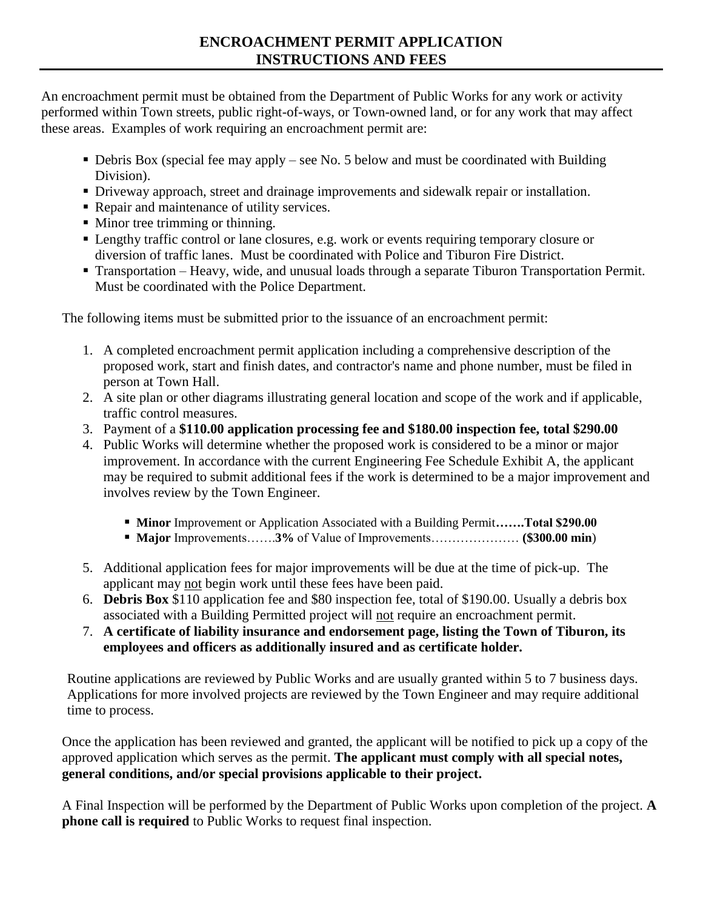# ENCROACHMENT PERMIT APPLICATION
# INSTRUCTIONS AND FEES

An encroachment permit must be obtained from the Department of Public Works for any work or activity performed within Town streets, public right-of-ways, or Town-owned land, or for any work that may affect these areas. Examples of work requiring an encroachment permit are:

- Debris Box (special fee may apply – see No. 5 below and must be coordinated with Building Division).
- Driveway approach, street and drainage improvements and sidewalk repair or installation.
- Repair and maintenance of utility services.
- Minor tree trimming or thinning.
- Lengthy traffic control or lane closures, e.g. work or events requiring temporary closure or diversion of traffic lanes. Must be coordinated with Police and Tiburon Fire District.
- Transportation – Heavy, wide, and unusual loads through a separate Tiburon Transportation Permit. Must be coordinated with the Police Department.

The following items must be submitted prior to the issuance of an encroachment permit:

1. A completed encroachment permit application including a comprehensive description of the proposed work, start and finish dates, and contractor's name and phone number, must be filed in person at Town Hall.
2. A site plan or other diagrams illustrating general location and scope of the work and if applicable, traffic control measures.
3. Payment of a **$110.00 application processing fee and $180.00 inspection fee, total $290.00**
4. Public Works will determine whether the proposed work is considered to be a minor or major improvement. In accordance with the current Engineering Fee Schedule Exhibit A, the applicant may be required to submit additional fees if the work is determined to be a major improvement and involves review by the Town Engineer.
   - **Minor** Improvement or Application Associated with a Building Permit**…….Total $290.00**
   - **Major** Improvements…….**3%** of Value of Improvements………………… **($300.00 min**)
5. Additional application fees for major improvements will be due at the time of pick-up. The applicant may not begin work until these fees have been paid.
6. **Debris Box** $110 application fee and $80 inspection fee, total of $190.00. Usually a debris box associated with a Building Permitted project will not require an encroachment permit.
7. **A certificate of liability insurance and endorsement page, listing the Town of Tiburon, its employees and officers as additionally insured and as certificate holder.**

Routine applications are reviewed by Public Works and are usually granted within 5 to 7 business days. Applications for more involved projects are reviewed by the Town Engineer and may require additional time to process.

Once the application has been reviewed and granted, the applicant will be notified to pick up a copy of the approved application which serves as the permit. **The applicant must comply with all special notes, general conditions, and/or special provisions applicable to their project.**

A Final Inspection will be performed by the Department of Public Works upon completion of the project. **A phone call is required** to Public Works to request final inspection.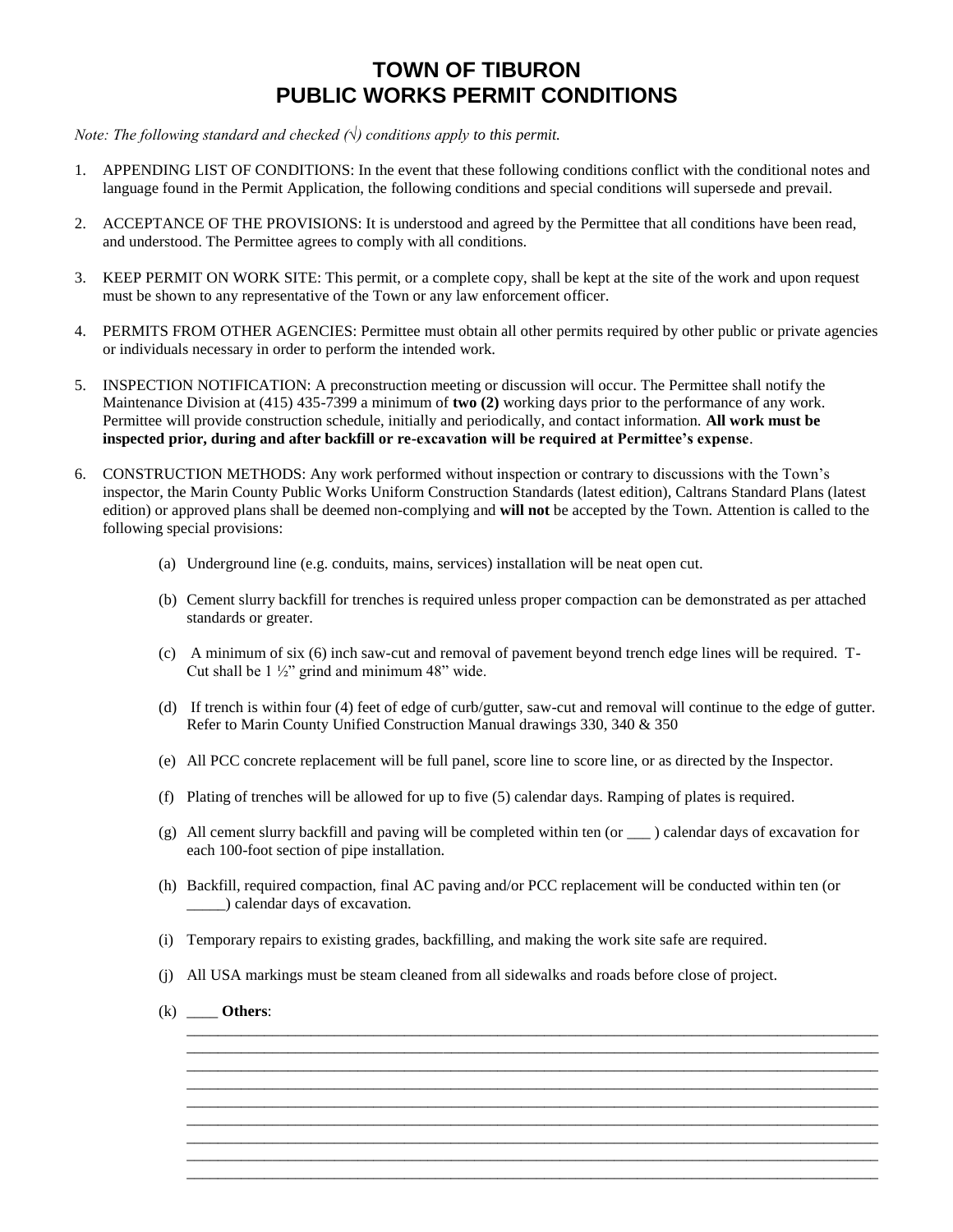# TOWN OF TIBURON
# PUBLIC WORKS PERMIT CONDITIONS

*Note: The following standard and checked (√) conditions apply to this permit.*

1. APPENDING LIST OF CONDITIONS: In the event that these following conditions conflict with the conditional notes and language found in the Permit Application, the following conditions and special conditions will supersede and prevail.

2. ACCEPTANCE OF THE PROVISIONS: It is understood and agreed by the Permittee that all conditions have been read, and understood. The Permittee agrees to comply with all conditions.

3. KEEP PERMIT ON WORK SITE: This permit, or a complete copy, shall be kept at the site of the work and upon request must be shown to any representative of the Town or any law enforcement officer.

4. PERMITS FROM OTHER AGENCIES: Permittee must obtain all other permits required by other public or private agencies or individuals necessary in order to perform the intended work.

5. INSPECTION NOTIFICATION: A preconstruction meeting or discussion will occur. The Permittee shall notify the Maintenance Division at (415) 435-7399 a minimum of **two (2)** working days prior to the performance of any work. Permittee will provide construction schedule, initially and periodically, and contact information. **All work must be inspected prior, during and after backfill or re-excavation will be required at Permittee's expense**.

6. CONSTRUCTION METHODS: Any work performed without inspection or contrary to discussions with the Town's inspector, the Marin County Public Works Uniform Construction Standards (latest edition), Caltrans Standard Plans (latest edition) or approved plans shall be deemed non-complying and **will not** be accepted by the Town. Attention is called to the following special provisions:

   (a) Underground line (e.g. conduits, mains, services) installation will be neat open cut.

   (b) Cement slurry backfill for trenches is required unless proper compaction can be demonstrated as per attached standards or greater.

   (c) A minimum of six (6) inch saw-cut and removal of pavement beyond trench edge lines will be required. T-Cut shall be 1 ½" grind and minimum 48" wide.

   (d) If trench is within four (4) feet of edge of curb/gutter, saw-cut and removal will continue to the edge of gutter. Refer to Marin County Unified Construction Manual drawings 330, 340 & 350

   (e) All PCC concrete replacement will be full panel, score line to score line, or as directed by the Inspector.

   (f) Plating of trenches will be allowed for up to five (5) calendar days. Ramping of plates is required.

   (g) All cement slurry backfill and paving will be completed within ten (or ___ ) calendar days of excavation for each 100-foot section of pipe installation.

   (h) Backfill, required compaction, final AC paving and/or PCC replacement will be conducted within ten (or _____) calendar days of excavation.

   (i) Temporary repairs to existing grades, backfilling, and making the work site safe are required.

   (j) All USA markings must be steam cleaned from all sidewalks and roads before close of project.

   (k) ____ **Others**:
   ________________________________________________________________________________
   ________________________________________________________________________________
   ________________________________________________________________________________
   ________________________________________________________________________________
   ________________________________________________________________________________
   ________________________________________________________________________________
   ________________________________________________________________________________
   ________________________________________________________________________________
   ________________________________________________________________________________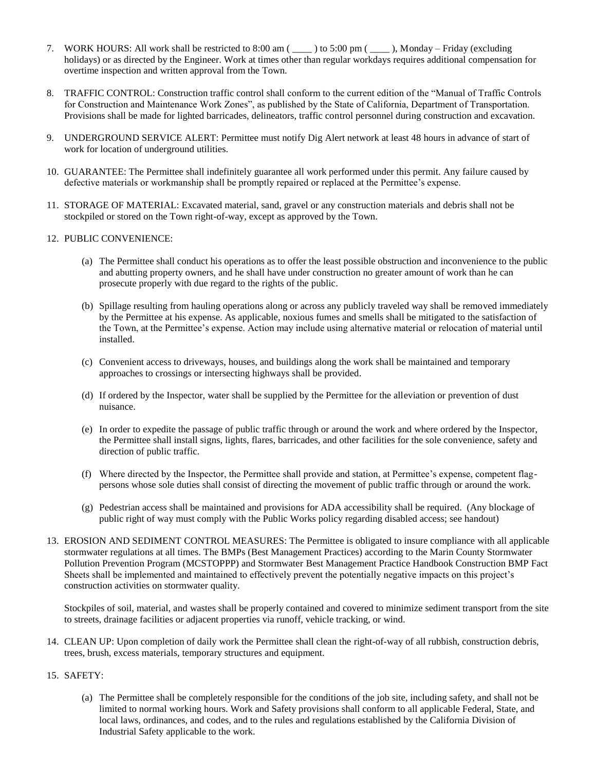7. WORK HOURS: All work shall be restricted to 8:00 am ( ____ ) to 5:00 pm ( ____ ), Monday – Friday (excluding holidays) or as directed by the Engineer. Work at times other than regular workdays requires additional compensation for overtime inspection and written approval from the Town.

8. TRAFFIC CONTROL: Construction traffic control shall conform to the current edition of the "Manual of Traffic Controls for Construction and Maintenance Work Zones", as published by the State of California, Department of Transportation. Provisions shall be made for lighted barricades, delineators, traffic control personnel during construction and excavation.

9. UNDERGROUND SERVICE ALERT: Permittee must notify Dig Alert network at least 48 hours in advance of start of work for location of underground utilities.

10. GUARANTEE: The Permittee shall indefinitely guarantee all work performed under this permit. Any failure caused by defective materials or workmanship shall be promptly repaired or replaced at the Permittee's expense.

11. STORAGE OF MATERIAL: Excavated material, sand, gravel or any construction materials and debris shall not be stockpiled or stored on the Town right-of-way, except as approved by the Town.

12. PUBLIC CONVENIENCE:

    (a) The Permittee shall conduct his operations as to offer the least possible obstruction and inconvenience to the public and abutting property owners, and he shall have under construction no greater amount of work than he can prosecute properly with due regard to the rights of the public.

    (b) Spillage resulting from hauling operations along or across any publicly traveled way shall be removed immediately by the Permittee at his expense. As applicable, noxious fumes and smells shall be mitigated to the satisfaction of the Town, at the Permittee's expense. Action may include using alternative material or relocation of material until installed.

    (c) Convenient access to driveways, houses, and buildings along the work shall be maintained and temporary approaches to crossings or intersecting highways shall be provided.

    (d) If ordered by the Inspector, water shall be supplied by the Permittee for the alleviation or prevention of dust nuisance.

    (e) In order to expedite the passage of public traffic through or around the work and where ordered by the Inspector, the Permittee shall install signs, lights, flares, barricades, and other facilities for the sole convenience, safety and direction of public traffic.

    (f) Where directed by the Inspector, the Permittee shall provide and station, at Permittee's expense, competent flag-persons whose sole duties shall consist of directing the movement of public traffic through or around the work.

    (g) Pedestrian access shall be maintained and provisions for ADA accessibility shall be required. (Any blockage of public right of way must comply with the Public Works policy regarding disabled access; see handout)

13. EROSION AND SEDIMENT CONTROL MEASURES: The Permittee is obligated to insure compliance with all applicable stormwater regulations at all times. The BMPs (Best Management Practices) according to the Marin County Stormwater Pollution Prevention Program (MCSTOPPP) and Stormwater Best Management Practice Handbook Construction BMP Fact Sheets shall be implemented and maintained to effectively prevent the potentially negative impacts on this project's construction activities on stormwater quality.

    Stockpiles of soil, material, and wastes shall be properly contained and covered to minimize sediment transport from the site to streets, drainage facilities or adjacent properties via runoff, vehicle tracking, or wind.

14. CLEAN UP: Upon completion of daily work the Permittee shall clean the right-of-way of all rubbish, construction debris, trees, brush, excess materials, temporary structures and equipment.

15. SAFETY:

    (a) The Permittee shall be completely responsible for the conditions of the job site, including safety, and shall not be limited to normal working hours. Work and Safety provisions shall conform to all applicable Federal, State, and local laws, ordinances, and codes, and to the rules and regulations established by the California Division of Industrial Safety applicable to the work.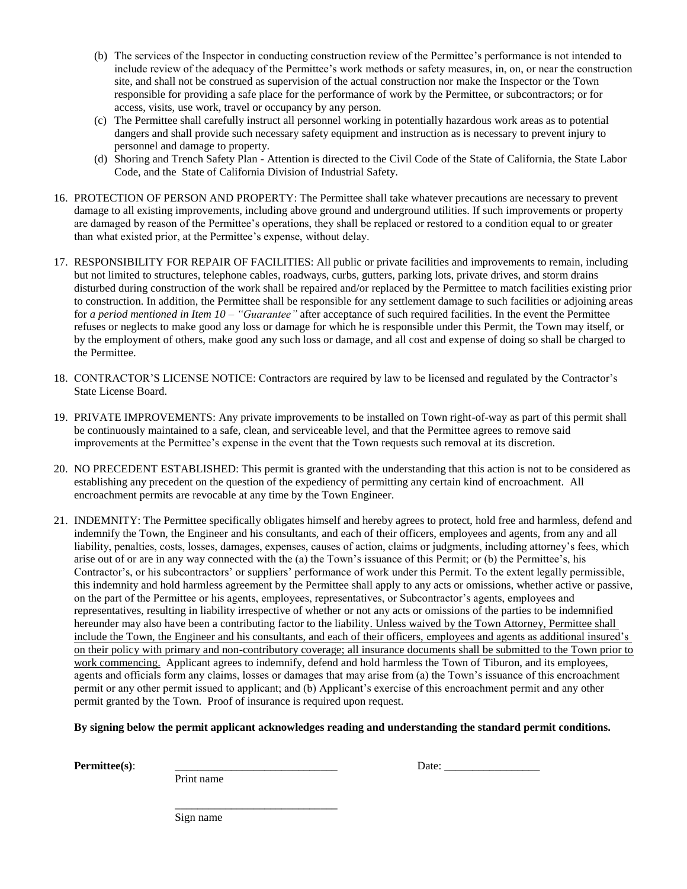(b) The services of the Inspector in conducting construction review of the Permittee's performance is not intended to include review of the adequacy of the Permittee's work methods or safety measures, in, on, or near the construction site, and shall not be construed as supervision of the actual construction nor make the Inspector or the Town responsible for providing a safe place for the performance of work by the Permittee, or subcontractors; or for access, visits, use work, travel or occupancy by any person.

(c) The Permittee shall carefully instruct all personnel working in potentially hazardous work areas as to potential dangers and shall provide such necessary safety equipment and instruction as is necessary to prevent injury to personnel and damage to property.

(d) Shoring and Trench Safety Plan - Attention is directed to the Civil Code of the State of California, the State Labor Code, and the State of California Division of Industrial Safety.

16. PROTECTION OF PERSON AND PROPERTY: The Permittee shall take whatever precautions are necessary to prevent damage to all existing improvements, including above ground and underground utilities. If such improvements or property are damaged by reason of the Permittee's operations, they shall be replaced or restored to a condition equal to or greater than what existed prior, at the Permittee's expense, without delay.

17. RESPONSIBILITY FOR REPAIR OF FACILITIES: All public or private facilities and improvements to remain, including but not limited to structures, telephone cables, roadways, curbs, gutters, parking lots, private drives, and storm drains disturbed during construction of the work shall be repaired and/or replaced by the Permittee to match facilities existing prior to construction. In addition, the Permittee shall be responsible for any settlement damage to such facilities or adjoining areas for *a period mentioned in Item 10 – "Guarantee"* after acceptance of such required facilities. In the event the Permittee refuses or neglects to make good any loss or damage for which he is responsible under this Permit, the Town may itself, or by the employment of others, make good any such loss or damage, and all cost and expense of doing so shall be charged to the Permittee.

18. CONTRACTOR'S LICENSE NOTICE: Contractors are required by law to be licensed and regulated by the Contractor's State License Board.

19. PRIVATE IMPROVEMENTS: Any private improvements to be installed on Town right-of-way as part of this permit shall be continuously maintained to a safe, clean, and serviceable level, and that the Permittee agrees to remove said improvements at the Permittee's expense in the event that the Town requests such removal at its discretion.

20. NO PRECEDENT ESTABLISHED: This permit is granted with the understanding that this action is not to be considered as establishing any precedent on the question of the expediency of permitting any certain kind of encroachment. All encroachment permits are revocable at any time by the Town Engineer.

21. INDEMNITY: The Permittee specifically obligates himself and hereby agrees to protect, hold free and harmless, defend and indemnify the Town, the Engineer and his consultants, and each of their officers, employees and agents, from any and all liability, penalties, costs, losses, damages, expenses, causes of action, claims or judgments, including attorney's fees, which arise out of or are in any way connected with the (a) the Town's issuance of this Permit; or (b) the Permittee's, his Contractor's, or his subcontractors' or suppliers' performance of work under this Permit. To the extent legally permissible, this indemnity and hold harmless agreement by the Permittee shall apply to any acts or omissions, whether active or passive, on the part of the Permittee or his agents, employees, representatives, or Subcontractor's agents, employees and representatives, resulting in liability irrespective of whether or not any acts or omissions of the parties to be indemnified hereunder may also have been a contributing factor to the liability. <u>Unless waived by the Town Attorney, Permittee shall include the Town, the Engineer and his consultants, and each of their officers, employees and agents as additional insured's on their policy with primary and non-contributory coverage; all insurance documents shall be submitted to the Town prior to work commencing.</u> Applicant agrees to indemnify, defend and hold harmless the Town of Tiburon, and its employees, agents and officials form any claims, losses or damages that may arise from (a) the Town's issuance of this encroachment permit or any other permit issued to applicant; and (b) Applicant's exercise of this encroachment permit and any other permit granted by the Town. Proof of insurance is required upon request.

**By signing below the permit applicant acknowledges reading and understanding the standard permit conditions.**

**Permittee(s)**: \_\_\_\_\_\_\_\_\_\_\_\_\_\_\_\_\_\_\_\_\_\_\_\_\_\_\_\_\_\_ Date: \_\_\_\_\_\_\_\_\_\_\_\_\_\_\_\_\_

Print name

\_\_\_\_\_\_\_\_\_\_\_\_\_\_\_\_\_\_\_\_\_\_\_\_\_\_\_\_\_\_

Sign name